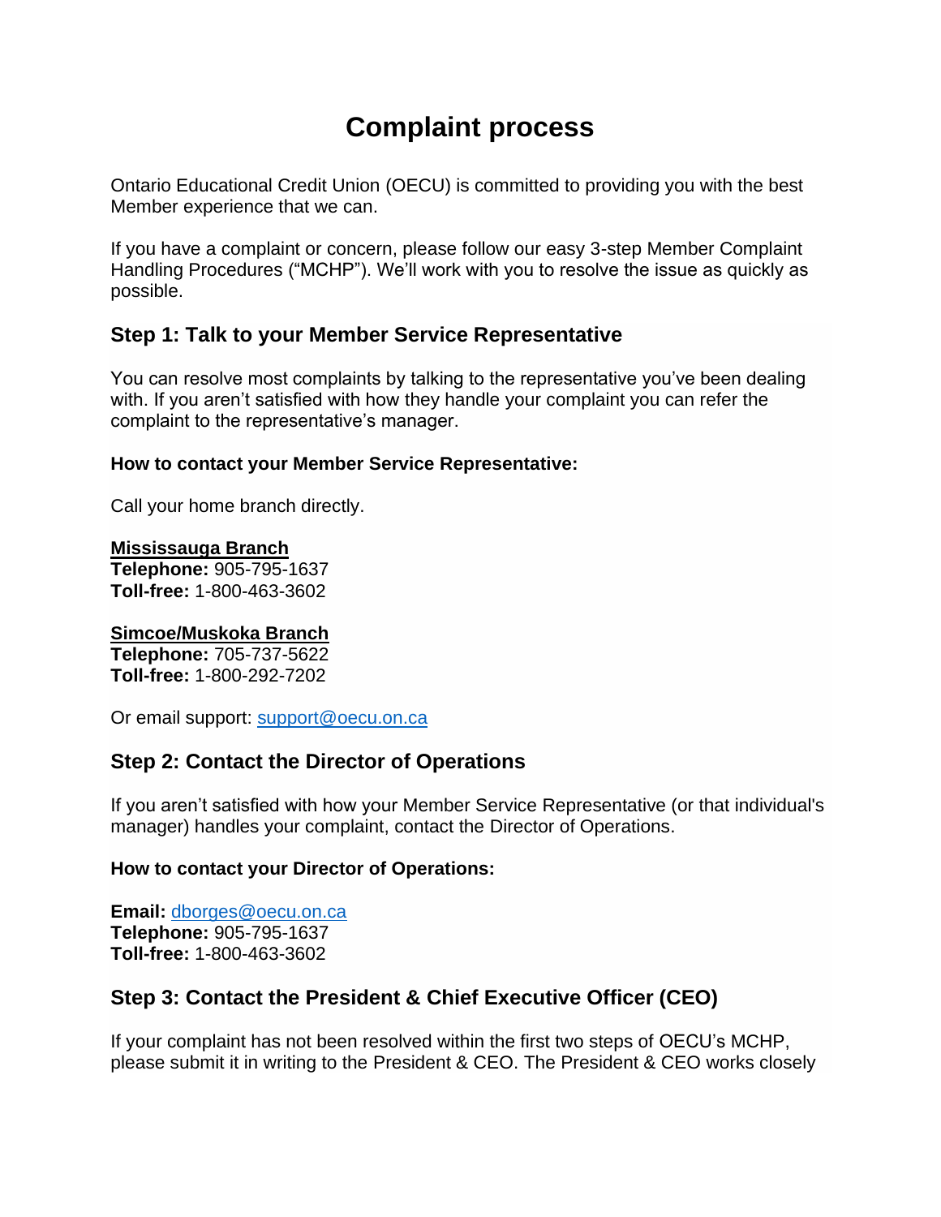# Complaint process

Ontario Educational Credit Union (OECU) is committed to providing you with the best Member experience that we can.

If you have a complaint or concern, please follow our easy 3-step Member Complaint Handling Procedures ("MCHP"). We'll work with you to resolve the issue as quickly as possible.

## Step 1: Talk to your Member Service Representative

You can resolve most complaints by talking to the representative you've been dealing with. If you aren't satisfied with how they handle your complaint you can refer the complaint to the representative's manager.

**How to contact your Member Service Representative:**

Call your home branch directly.

**Mississauga Branch**
**Telephone:** 905-795-1637
**Toll-free:** 1-800-463-3602

**Simcoe/Muskoka Branch**
**Telephone:** 705-737-5622
**Toll-free:** 1-800-292-7202

Or email support: support@oecu.on.ca

## Step 2: Contact the Director of Operations

If you aren't satisfied with how your Member Service Representative (or that individual's manager) handles your complaint, contact the Director of Operations.

**How to contact your Director of Operations:**

**Email:** dborges@oecu.on.ca
**Telephone:** 905-795-1637
**Toll-free:** 1-800-463-3602

## Step 3: Contact the President & Chief Executive Officer (CEO)

If your complaint has not been resolved within the first two steps of OECU's MCHP, please submit it in writing to the President & CEO. The President & CEO works closely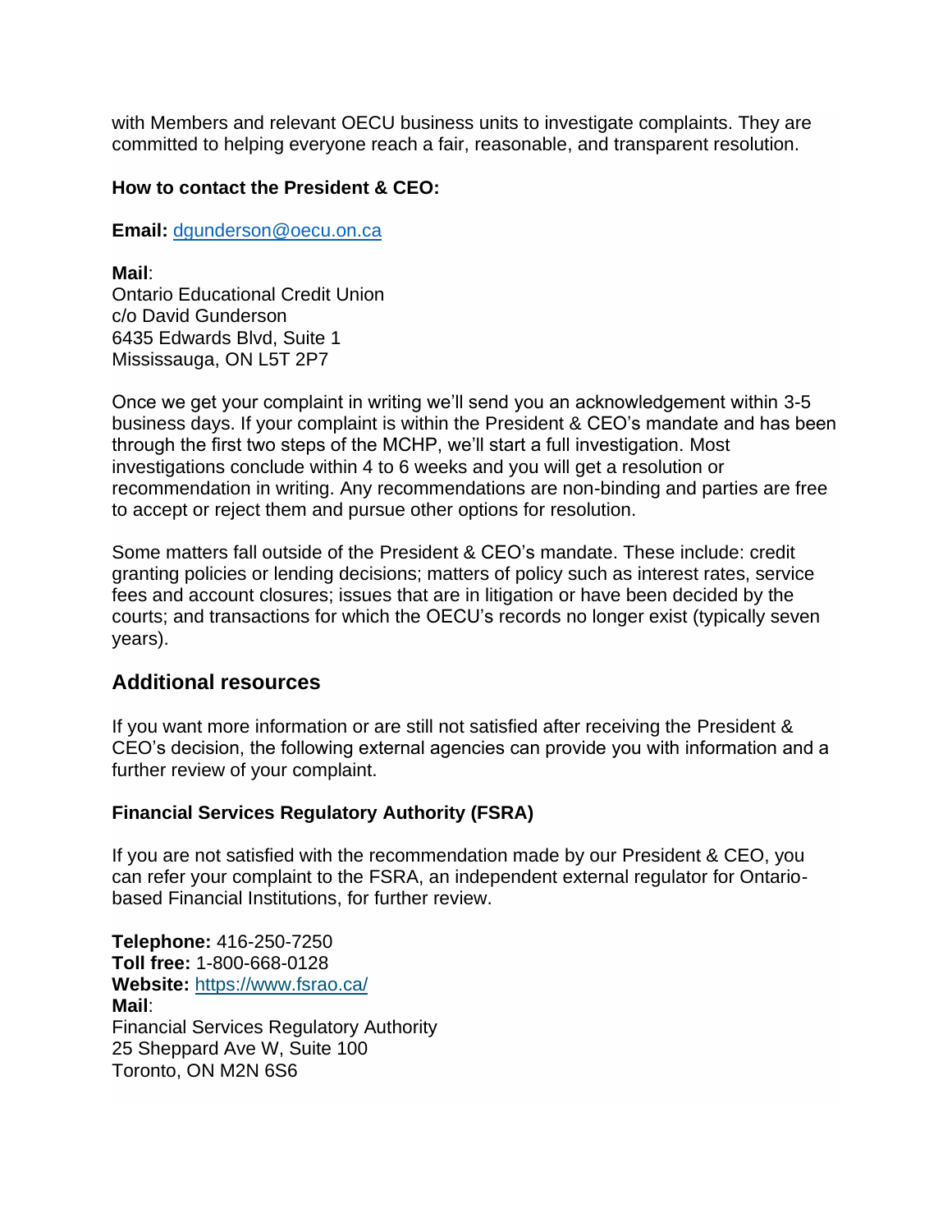with Members and relevant OECU business units to investigate complaints. They are committed to helping everyone reach a fair, reasonable, and transparent resolution.

**How to contact the President & CEO:**

**Email:** dgunderson@oecu.on.ca

**Mail**:
Ontario Educational Credit Union
c/o David Gunderson
6435 Edwards Blvd, Suite 1
Mississauga, ON L5T 2P7

Once we get your complaint in writing we'll send you an acknowledgement within 3-5 business days. If your complaint is within the President & CEO's mandate and has been through the first two steps of the MCHP, we'll start a full investigation. Most investigations conclude within 4 to 6 weeks and you will get a resolution or recommendation in writing. Any recommendations are non-binding and parties are free to accept or reject them and pursue other options for resolution.

Some matters fall outside of the President & CEO's mandate. These include: credit granting policies or lending decisions; matters of policy such as interest rates, service fees and account closures; issues that are in litigation or have been decided by the courts; and transactions for which the OECU's records no longer exist (typically seven years).

## Additional resources

If you want more information or are still not satisfied after receiving the President & CEO's decision, the following external agencies can provide you with information and a further review of your complaint.

**Financial Services Regulatory Authority (FSRA)**

If you are not satisfied with the recommendation made by our President & CEO, you can refer your complaint to the FSRA, an independent external regulator for Ontario-based Financial Institutions, for further review.

**Telephone:** 416-250-7250
**Toll free:** 1-800-668-0128
**Website:** https://www.fsrao.ca/
**Mail**:
Financial Services Regulatory Authority
25 Sheppard Ave W, Suite 100
Toronto, ON M2N 6S6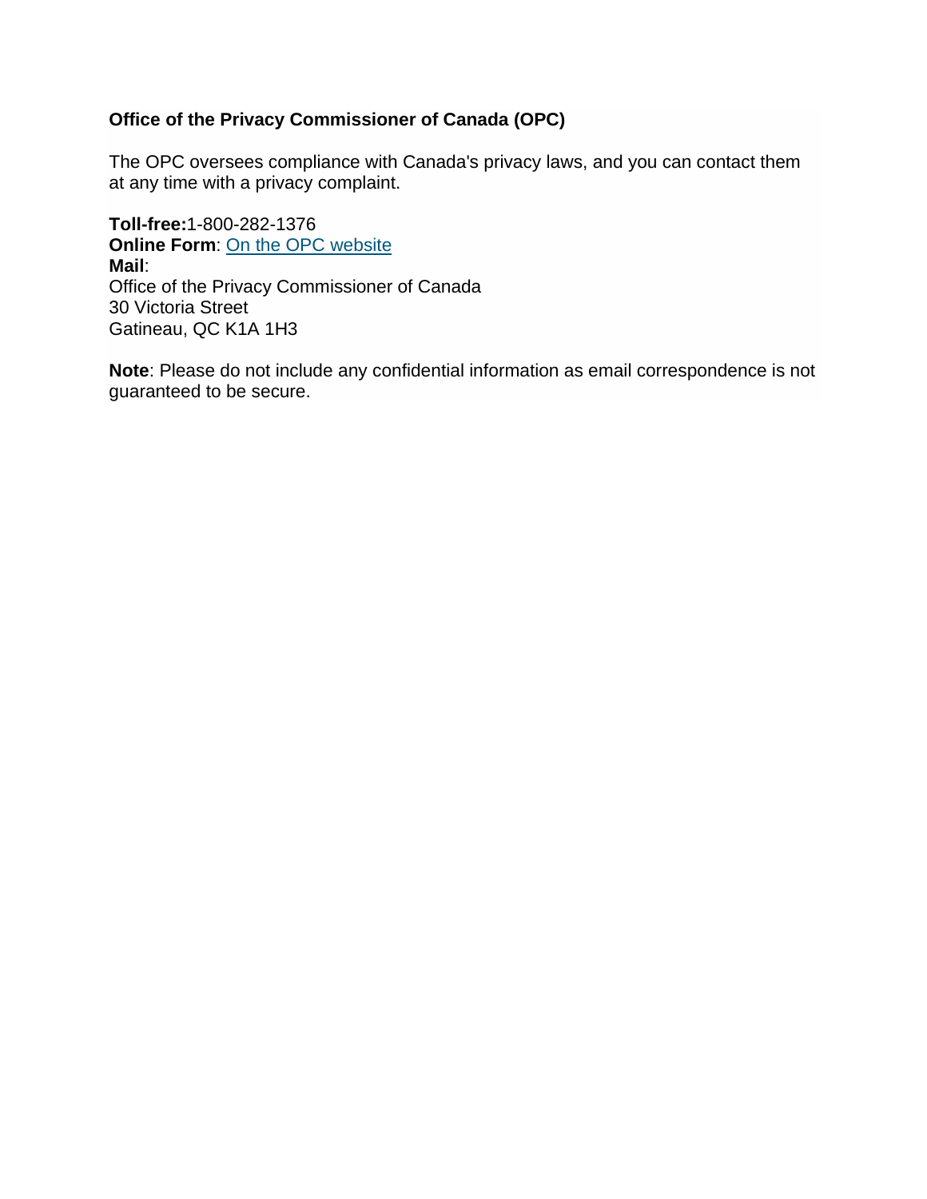**Office of the Privacy Commissioner of Canada (OPC)**

The OPC oversees compliance with Canada's privacy laws, and you can contact them at any time with a privacy complaint.

**Toll-free:**1-800-282-1376  
**Online Form**: On the OPC website  
**Mail**:  
Office of the Privacy Commissioner of Canada  
30 Victoria Street  
Gatineau, QC K1A 1H3

**Note**: Please do not include any confidential information as email correspondence is not guaranteed to be secure.